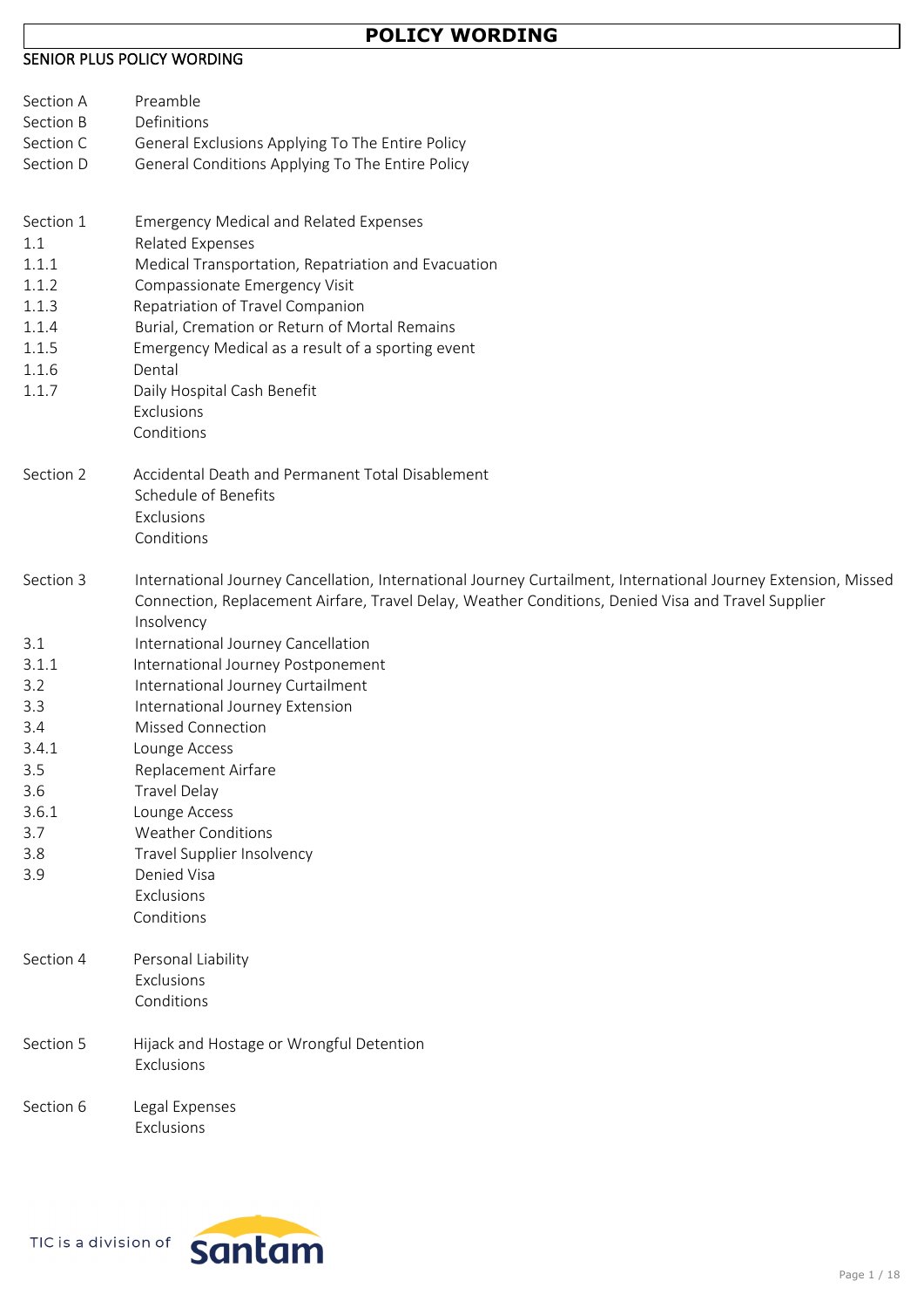# POLICY WORDING

## SENIOR PLUS POLICY WORDING

| | |
|---|---|
| Section A | Preamble |
| Section B | Definitions |
| Section C | General Exclusions Applying To The Entire Policy |
| Section D | General Conditions Applying To The Entire Policy |
| | |
| Section 1 | Emergency Medical and Related Expenses |
| 1.1 | Related Expenses |
| 1.1.1 | Medical Transportation, Repatriation and Evacuation |
| 1.1.2 | Compassionate Emergency Visit |
| 1.1.3 | Repatriation of Travel Companion |
| 1.1.4 | Burial, Cremation or Return of Mortal Remains |
| 1.1.5 | Emergency Medical as a result of a sporting event |
| 1.1.6 | Dental |
| 1.1.7 | Daily Hospital Cash Benefit |
| | Exclusions |
| | Conditions |
| | |
| Section 2 | Accidental Death and Permanent Total Disablement |
| | Schedule of Benefits |
| | Exclusions |
| | Conditions |
| | |
| Section 3 | International Journey Cancellation, International Journey Curtailment, International Journey Extension, Missed Connection, Replacement Airfare, Travel Delay, Weather Conditions, Denied Visa and Travel Supplier Insolvency |
| 3.1 | International Journey Cancellation |
| 3.1.1 | International Journey Postponement |
| 3.2 | International Journey Curtailment |
| 3.3 | International Journey Extension |
| 3.4 | Missed Connection |
| 3.4.1 | Lounge Access |
| 3.5 | Replacement Airfare |
| 3.6 | Travel Delay |
| 3.6.1 | Lounge Access |
| 3.7 | Weather Conditions |
| 3.8 | Travel Supplier Insolvency |
| 3.9 | Denied Visa |
| | Exclusions |
| | Conditions |
| | |
| Section 4 | Personal Liability |
| | Exclusions |
| | Conditions |
| | |
| Section 5 | Hijack and Hostage or Wrongful Detention |
| | Exclusions |
| | |
| Section 6 | Legal Expenses |
| | Exclusions |

TIC is a division of Santam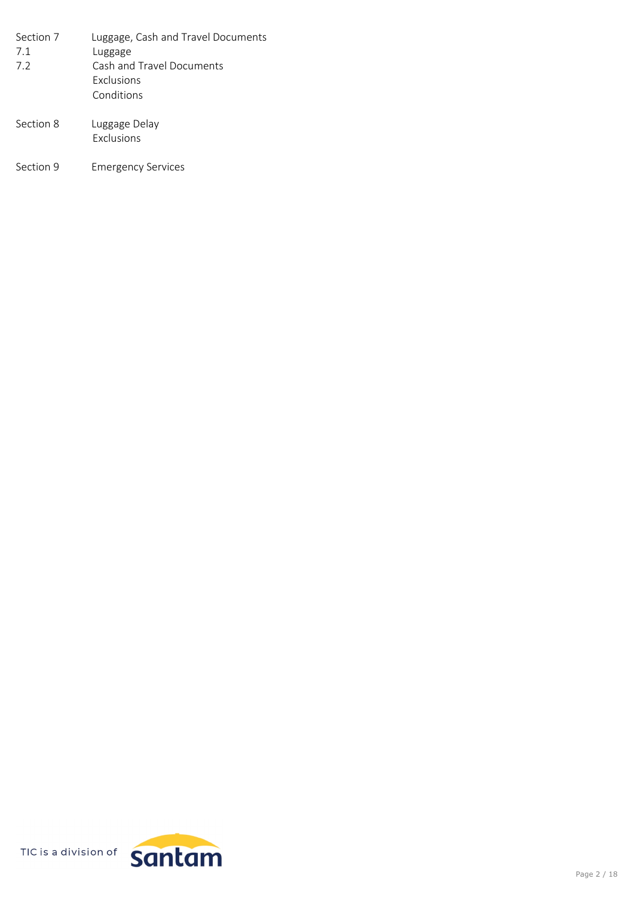| | |
|---|---|
| Section 7 | Luggage, Cash and Travel Documents |
| 7.1 | Luggage |
| 7.2 | Cash and Travel Documents |
| | Exclusions |
| | Conditions |
| Section 8 | Luggage Delay |
| | Exclusions |
| Section 9 | Emergency Services |

TIC is a division of Santam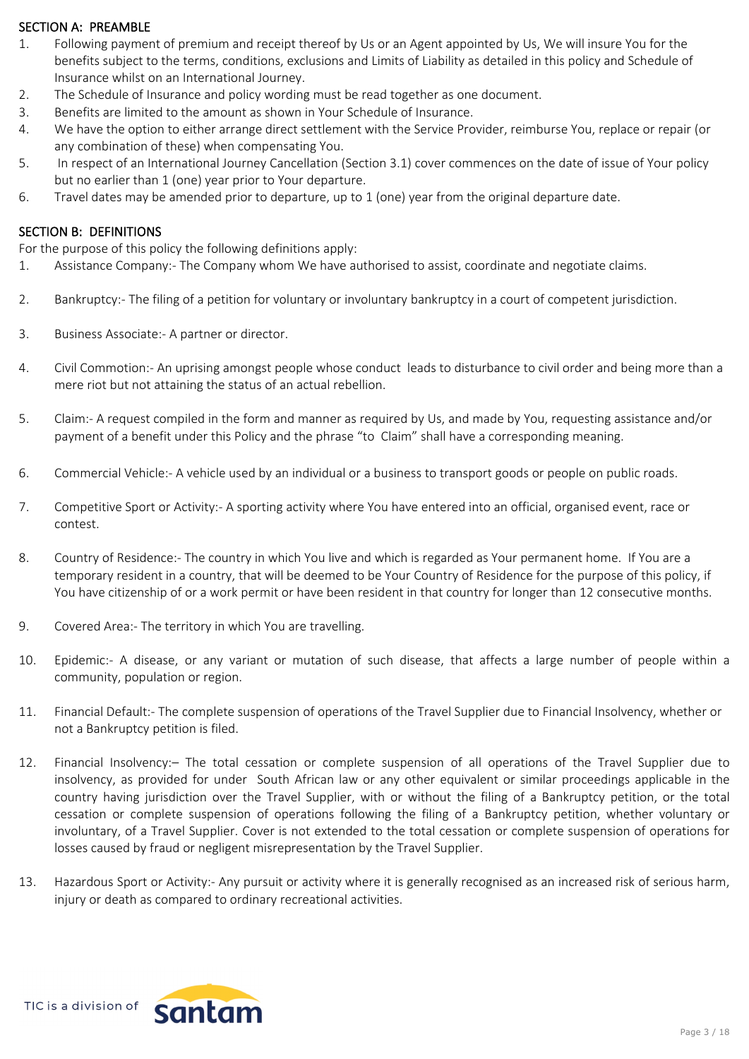## SECTION A: PREAMBLE

1. Following payment of premium and receipt thereof by Us or an Agent appointed by Us, We will insure You for the benefits subject to the terms, conditions, exclusions and Limits of Liability as detailed in this policy and Schedule of Insurance whilst on an International Journey.
2. The Schedule of Insurance and policy wording must be read together as one document.
3. Benefits are limited to the amount as shown in Your Schedule of Insurance.
4. We have the option to either arrange direct settlement with the Service Provider, reimburse You, replace or repair (or any combination of these) when compensating You.
5. In respect of an International Journey Cancellation (Section 3.1) cover commences on the date of issue of Your policy but no earlier than 1 (one) year prior to Your departure.
6. Travel dates may be amended prior to departure, up to 1 (one) year from the original departure date.

## SECTION B: DEFINITIONS

For the purpose of this policy the following definitions apply:

1. Assistance Company:- The Company whom We have authorised to assist, coordinate and negotiate claims.
2. Bankruptcy:- The filing of a petition for voluntary or involuntary bankruptcy in a court of competent jurisdiction.
3. Business Associate:- A partner or director.
4. Civil Commotion:- An uprising amongst people whose conduct leads to disturbance to civil order and being more than a mere riot but not attaining the status of an actual rebellion.
5. Claim:- A request compiled in the form and manner as required by Us, and made by You, requesting assistance and/or payment of a benefit under this Policy and the phrase "to Claim" shall have a corresponding meaning.
6. Commercial Vehicle:- A vehicle used by an individual or a business to transport goods or people on public roads.
7. Competitive Sport or Activity:- A sporting activity where You have entered into an official, organised event, race or contest.
8. Country of Residence:- The country in which You live and which is regarded as Your permanent home. If You are a temporary resident in a country, that will be deemed to be Your Country of Residence for the purpose of this policy, if You have citizenship of or a work permit or have been resident in that country for longer than 12 consecutive months.
9. Covered Area:- The territory in which You are travelling.
10. Epidemic:- A disease, or any variant or mutation of such disease, that affects a large number of people within a community, population or region.
11. Financial Default:- The complete suspension of operations of the Travel Supplier due to Financial Insolvency, whether or not a Bankruptcy petition is filed.
12. Financial Insolvency:– The total cessation or complete suspension of all operations of the Travel Supplier due to insolvency, as provided for under South African law or any other equivalent or similar proceedings applicable in the country having jurisdiction over the Travel Supplier, with or without the filing of a Bankruptcy petition, or the total cessation or complete suspension of operations following the filing of a Bankruptcy petition, whether voluntary or involuntary, of a Travel Supplier. Cover is not extended to the total cessation or complete suspension of operations for losses caused by fraud or negligent misrepresentation by the Travel Supplier.
13. Hazardous Sport or Activity:- Any pursuit or activity where it is generally recognised as an increased risk of serious harm, injury or death as compared to ordinary recreational activities.

TIC is a division of Santam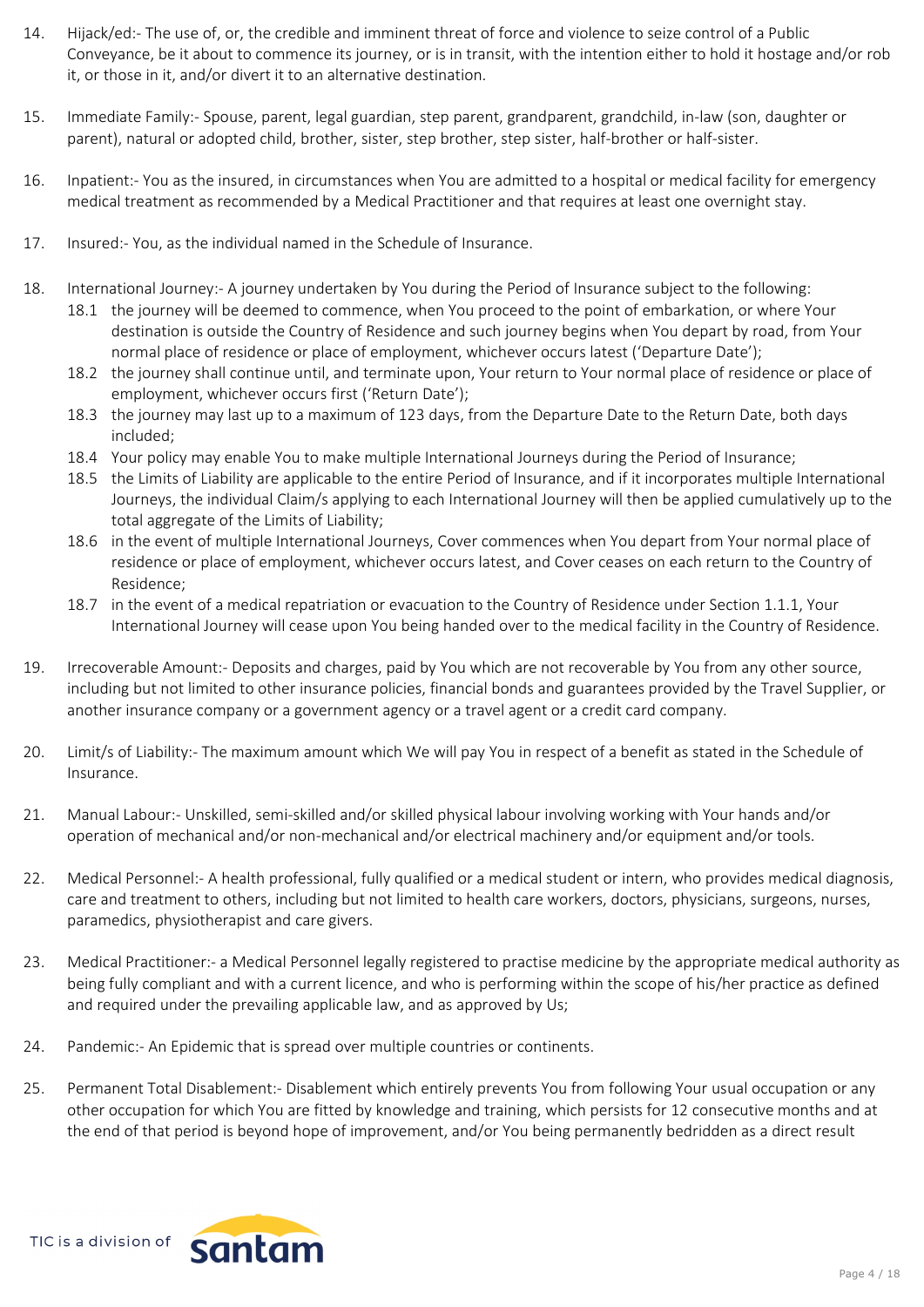14. Hijack/ed:- The use of, or, the credible and imminent threat of force and violence to seize control of a Public Conveyance, be it about to commence its journey, or is in transit, with the intention either to hold it hostage and/or rob it, or those in it, and/or divert it to an alternative destination.

15. Immediate Family:- Spouse, parent, legal guardian, step parent, grandparent, grandchild, in-law (son, daughter or parent), natural or adopted child, brother, sister, step brother, step sister, half-brother or half-sister.

16. Inpatient:- You as the insured, in circumstances when You are admitted to a hospital or medical facility for emergency medical treatment as recommended by a Medical Practitioner and that requires at least one overnight stay.

17. Insured:- You, as the individual named in the Schedule of Insurance.

18. International Journey:- A journey undertaken by You during the Period of Insurance subject to the following:
    - 18.1 the journey will be deemed to commence, when You proceed to the point of embarkation, or where Your destination is outside the Country of Residence and such journey begins when You depart by road, from Your normal place of residence or place of employment, whichever occurs latest ('Departure Date');
    - 18.2 the journey shall continue until, and terminate upon, Your return to Your normal place of residence or place of employment, whichever occurs first ('Return Date');
    - 18.3 the journey may last up to a maximum of 123 days, from the Departure Date to the Return Date, both days included;
    - 18.4 Your policy may enable You to make multiple International Journeys during the Period of Insurance;
    - 18.5 the Limits of Liability are applicable to the entire Period of Insurance, and if it incorporates multiple International Journeys, the individual Claim/s applying to each International Journey will then be applied cumulatively up to the total aggregate of the Limits of Liability;
    - 18.6 in the event of multiple International Journeys, Cover commences when You depart from Your normal place of residence or place of employment, whichever occurs latest, and Cover ceases on each return to the Country of Residence;
    - 18.7 in the event of a medical repatriation or evacuation to the Country of Residence under Section 1.1.1, Your International Journey will cease upon You being handed over to the medical facility in the Country of Residence.

19. Irrecoverable Amount:- Deposits and charges, paid by You which are not recoverable by You from any other source, including but not limited to other insurance policies, financial bonds and guarantees provided by the Travel Supplier, or another insurance company or a government agency or a travel agent or a credit card company.

20. Limit/s of Liability:- The maximum amount which We will pay You in respect of a benefit as stated in the Schedule of Insurance.

21. Manual Labour:- Unskilled, semi-skilled and/or skilled physical labour involving working with Your hands and/or operation of mechanical and/or non-mechanical and/or electrical machinery and/or equipment and/or tools.

22. Medical Personnel:- A health professional, fully qualified or a medical student or intern, who provides medical diagnosis, care and treatment to others, including but not limited to health care workers, doctors, physicians, surgeons, nurses, paramedics, physiotherapist and care givers.

23. Medical Practitioner:- a Medical Personnel legally registered to practise medicine by the appropriate medical authority as being fully compliant and with a current licence, and who is performing within the scope of his/her practice as defined and required under the prevailing applicable law, and as approved by Us;

24. Pandemic:- An Epidemic that is spread over multiple countries or continents.

25. Permanent Total Disablement:- Disablement which entirely prevents You from following Your usual occupation or any other occupation for which You are fitted by knowledge and training, which persists for 12 consecutive months and at the end of that period is beyond hope of improvement, and/or You being permanently bedridden as a direct result

TIC is a division of santam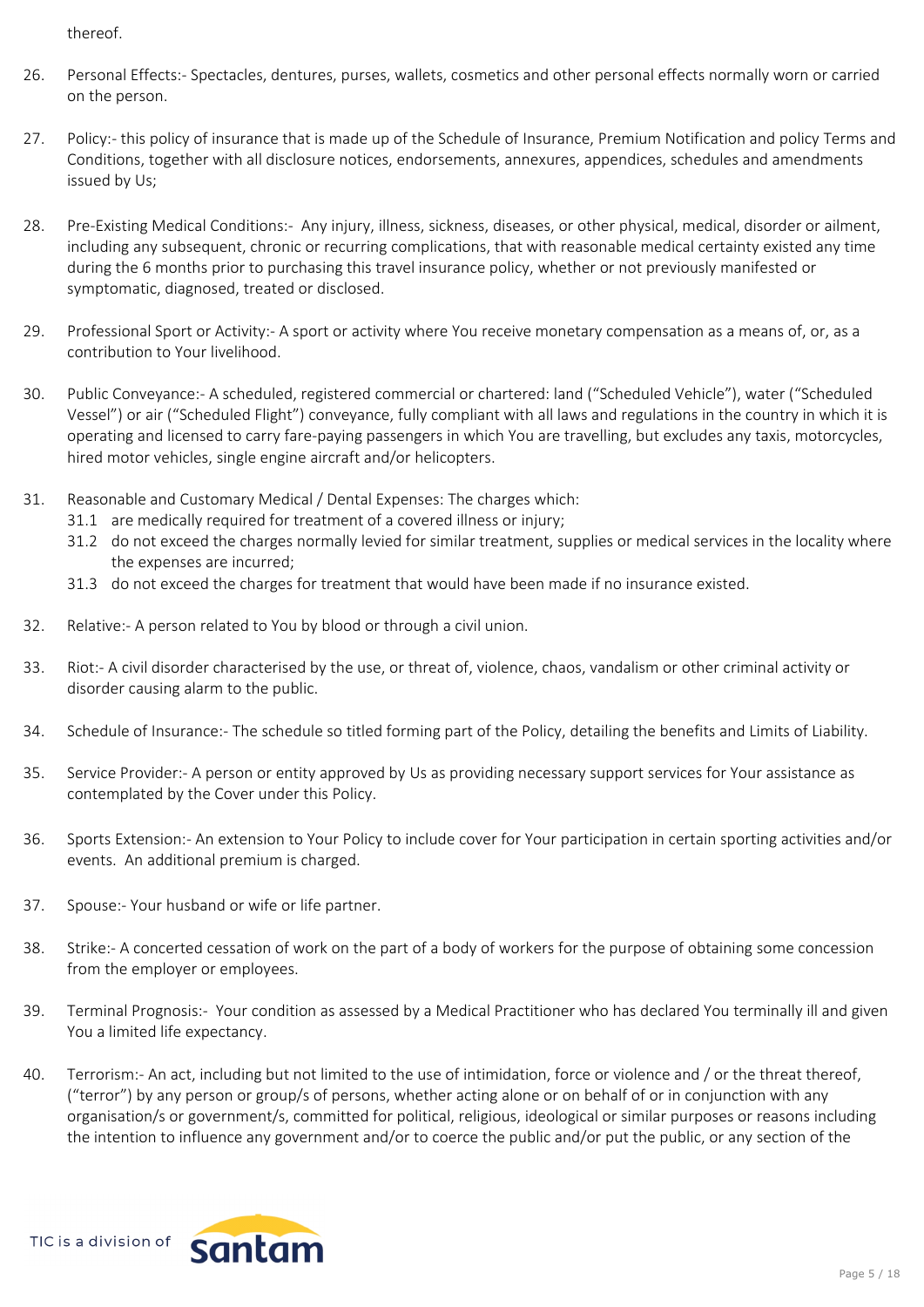thereof.

26. Personal Effects:- Spectacles, dentures, purses, wallets, cosmetics and other personal effects normally worn or carried on the person.

27. Policy:- this policy of insurance that is made up of the Schedule of Insurance, Premium Notification and policy Terms and Conditions, together with all disclosure notices, endorsements, annexures, appendices, schedules and amendments issued by Us;

28. Pre-Existing Medical Conditions:- Any injury, illness, sickness, diseases, or other physical, medical, disorder or ailment, including any subsequent, chronic or recurring complications, that with reasonable medical certainty existed any time during the 6 months prior to purchasing this travel insurance policy, whether or not previously manifested or symptomatic, diagnosed, treated or disclosed.

29. Professional Sport or Activity:- A sport or activity where You receive monetary compensation as a means of, or, as a contribution to Your livelihood.

30. Public Conveyance:- A scheduled, registered commercial or chartered: land ("Scheduled Vehicle"), water ("Scheduled Vessel") or air ("Scheduled Flight") conveyance, fully compliant with all laws and regulations in the country in which it is operating and licensed to carry fare-paying passengers in which You are travelling, but excludes any taxis, motorcycles, hired motor vehicles, single engine aircraft and/or helicopters.

31. Reasonable and Customary Medical / Dental Expenses: The charges which:
    - 31.1 are medically required for treatment of a covered illness or injury;
    - 31.2 do not exceed the charges normally levied for similar treatment, supplies or medical services in the locality where the expenses are incurred;
    - 31.3 do not exceed the charges for treatment that would have been made if no insurance existed.

32. Relative:- A person related to You by blood or through a civil union.

33. Riot:- A civil disorder characterised by the use, or threat of, violence, chaos, vandalism or other criminal activity or disorder causing alarm to the public.

34. Schedule of Insurance:- The schedule so titled forming part of the Policy, detailing the benefits and Limits of Liability.

35. Service Provider:- A person or entity approved by Us as providing necessary support services for Your assistance as contemplated by the Cover under this Policy.

36. Sports Extension:- An extension to Your Policy to include cover for Your participation in certain sporting activities and/or events. An additional premium is charged.

37. Spouse:- Your husband or wife or life partner.

38. Strike:- A concerted cessation of work on the part of a body of workers for the purpose of obtaining some concession from the employer or employees.

39. Terminal Prognosis:- Your condition as assessed by a Medical Practitioner who has declared You terminally ill and given You a limited life expectancy.

40. Terrorism:- An act, including but not limited to the use of intimidation, force or violence and / or the threat thereof, ("terror") by any person or group/s of persons, whether acting alone or on behalf of or in conjunction with any organisation/s or government/s, committed for political, religious, ideological or similar purposes or reasons including the intention to influence any government and/or to coerce the public and/or put the public, or any section of the

TIC is a division of santam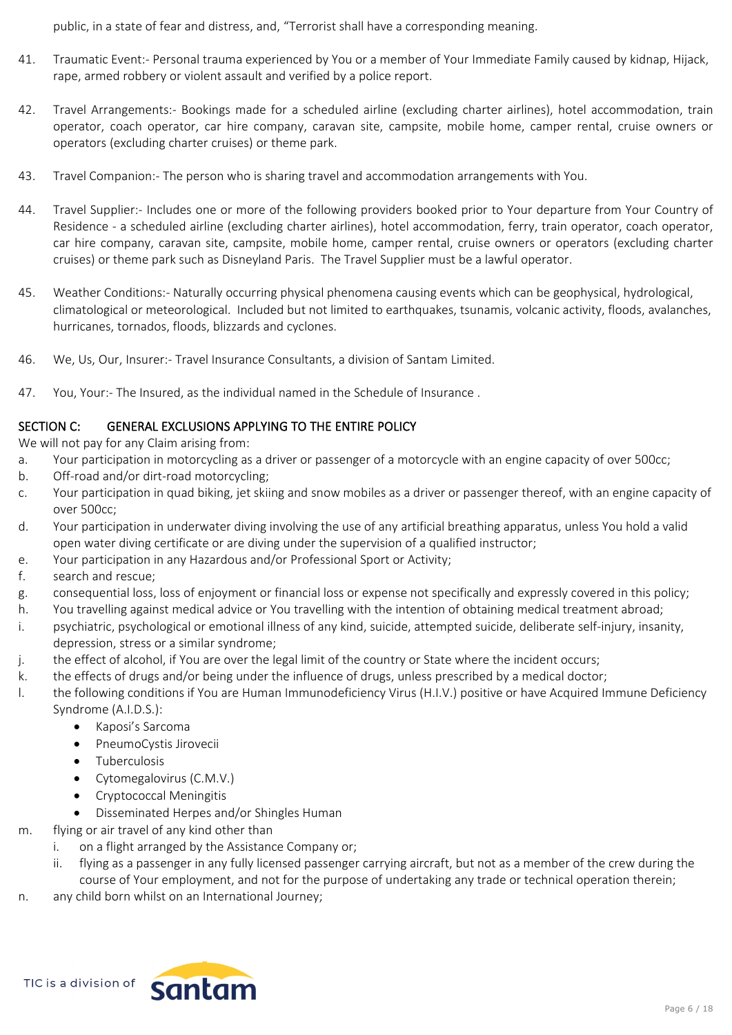public, in a state of fear and distress, and, "Terrorist shall have a corresponding meaning.

41. Traumatic Event:- Personal trauma experienced by You or a member of Your Immediate Family caused by kidnap, Hijack, rape, armed robbery or violent assault and verified by a police report.

42. Travel Arrangements:- Bookings made for a scheduled airline (excluding charter airlines), hotel accommodation, train operator, coach operator, car hire company, caravan site, campsite, mobile home, camper rental, cruise owners or operators (excluding charter cruises) or theme park.

43. Travel Companion:- The person who is sharing travel and accommodation arrangements with You.

44. Travel Supplier:- Includes one or more of the following providers booked prior to Your departure from Your Country of Residence - a scheduled airline (excluding charter airlines), hotel accommodation, ferry, train operator, coach operator, car hire company, caravan site, campsite, mobile home, camper rental, cruise owners or operators (excluding charter cruises) or theme park such as Disneyland Paris. The Travel Supplier must be a lawful operator.

45. Weather Conditions:- Naturally occurring physical phenomena causing events which can be geophysical, hydrological, climatological or meteorological. Included but not limited to earthquakes, tsunamis, volcanic activity, floods, avalanches, hurricanes, tornados, floods, blizzards and cyclones.

46. We, Us, Our, Insurer:- Travel Insurance Consultants, a division of Santam Limited.

47. You, Your:- The Insured, as the individual named in the Schedule of Insurance .

## SECTION C: GENERAL EXCLUSIONS APPLYING TO THE ENTIRE POLICY

We will not pay for any Claim arising from:

a. Your participation in motorcycling as a driver or passenger of a motorcycle with an engine capacity of over 500cc;
b. Off-road and/or dirt-road motorcycling;
c. Your participation in quad biking, jet skiing and snow mobiles as a driver or passenger thereof, with an engine capacity of over 500cc;
d. Your participation in underwater diving involving the use of any artificial breathing apparatus, unless You hold a valid open water diving certificate or are diving under the supervision of a qualified instructor;
e. Your participation in any Hazardous and/or Professional Sport or Activity;
f. search and rescue;
g. consequential loss, loss of enjoyment or financial loss or expense not specifically and expressly covered in this policy;
h. You travelling against medical advice or You travelling with the intention of obtaining medical treatment abroad;
i. psychiatric, psychological or emotional illness of any kind, suicide, attempted suicide, deliberate self-injury, insanity, depression, stress or a similar syndrome;
j. the effect of alcohol, if You are over the legal limit of the country or State where the incident occurs;
k. the effects of drugs and/or being under the influence of drugs, unless prescribed by a medical doctor;
l. the following conditions if You are Human Immunodeficiency Virus (H.I.V.) positive or have Acquired Immune Deficiency Syndrome (A.I.D.S.):
   - Kaposi's Sarcoma
   - PneumoCystis Jirovecii
   - Tuberculosis
   - Cytomegalovirus (C.M.V.)
   - Cryptococcal Meningitis
   - Disseminated Herpes and/or Shingles Human
m. flying or air travel of any kind other than
   i. on a flight arranged by the Assistance Company or;
   ii. flying as a passenger in any fully licensed passenger carrying aircraft, but not as a member of the crew during the course of Your employment, and not for the purpose of undertaking any trade or technical operation therein;
n. any child born whilst on an International Journey;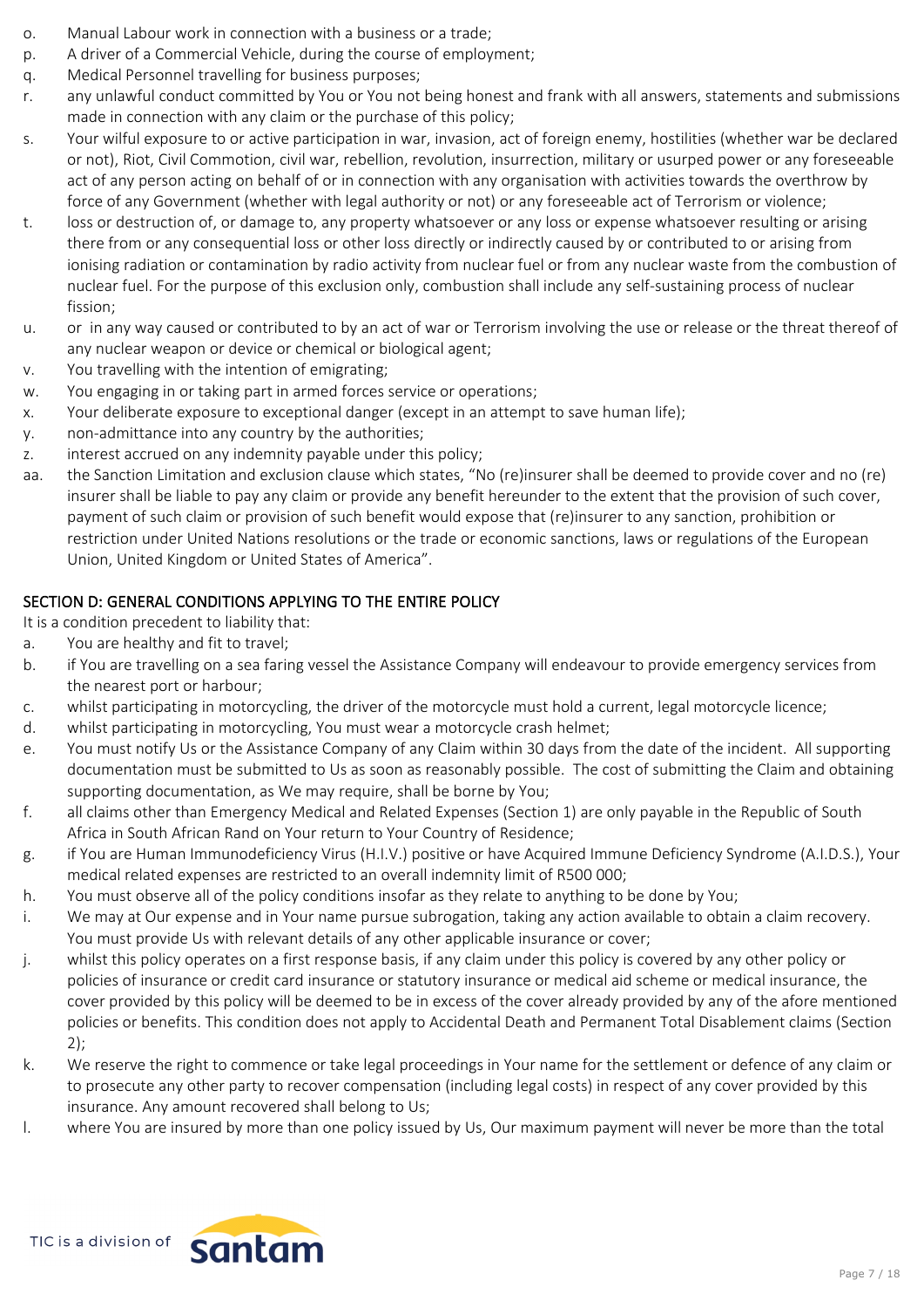o. Manual Labour work in connection with a business or a trade;
p. A driver of a Commercial Vehicle, during the course of employment;
q. Medical Personnel travelling for business purposes;
r. any unlawful conduct committed by You or You not being honest and frank with all answers, statements and submissions made in connection with any claim or the purchase of this policy;
s. Your wilful exposure to or active participation in war, invasion, act of foreign enemy, hostilities (whether war be declared or not), Riot, Civil Commotion, civil war, rebellion, revolution, insurrection, military or usurped power or any foreseeable act of any person acting on behalf of or in connection with any organisation with activities towards the overthrow by force of any Government (whether with legal authority or not) or any foreseeable act of Terrorism or violence;
t. loss or destruction of, or damage to, any property whatsoever or any loss or expense whatsoever resulting or arising there from or any consequential loss or other loss directly or indirectly caused by or contributed to or arising from ionising radiation or contamination by radio activity from nuclear fuel or from any nuclear waste from the combustion of nuclear fuel. For the purpose of this exclusion only, combustion shall include any self-sustaining process of nuclear fission;
u. or in any way caused or contributed to by an act of war or Terrorism involving the use or release or the threat thereof of any nuclear weapon or device or chemical or biological agent;
v. You travelling with the intention of emigrating;
w. You engaging in or taking part in armed forces service or operations;
x. Your deliberate exposure to exceptional danger (except in an attempt to save human life);
y. non-admittance into any country by the authorities;
z. interest accrued on any indemnity payable under this policy;
aa. the Sanction Limitation and exclusion clause which states, "No (re)insurer shall be deemed to provide cover and no (re) insurer shall be liable to pay any claim or provide any benefit hereunder to the extent that the provision of such cover, payment of such claim or provision of such benefit would expose that (re)insurer to any sanction, prohibition or restriction under United Nations resolutions or the trade or economic sanctions, laws or regulations of the European Union, United Kingdom or United States of America".

## SECTION D: GENERAL CONDITIONS APPLYING TO THE ENTIRE POLICY

It is a condition precedent to liability that:

a. You are healthy and fit to travel;
b. if You are travelling on a sea faring vessel the Assistance Company will endeavour to provide emergency services from the nearest port or harbour;
c. whilst participating in motorcycling, the driver of the motorcycle must hold a current, legal motorcycle licence;
d. whilst participating in motorcycling, You must wear a motorcycle crash helmet;
e. You must notify Us or the Assistance Company of any Claim within 30 days from the date of the incident. All supporting documentation must be submitted to Us as soon as reasonably possible. The cost of submitting the Claim and obtaining supporting documentation, as We may require, shall be borne by You;
f. all claims other than Emergency Medical and Related Expenses (Section 1) are only payable in the Republic of South Africa in South African Rand on Your return to Your Country of Residence;
g. if You are Human Immunodeficiency Virus (H.I.V.) positive or have Acquired Immune Deficiency Syndrome (A.I.D.S.), Your medical related expenses are restricted to an overall indemnity limit of R500 000;
h. You must observe all of the policy conditions insofar as they relate to anything to be done by You;
i. We may at Our expense and in Your name pursue subrogation, taking any action available to obtain a claim recovery. You must provide Us with relevant details of any other applicable insurance or cover;
j. whilst this policy operates on a first response basis, if any claim under this policy is covered by any other policy or policies of insurance or credit card insurance or statutory insurance or medical aid scheme or medical insurance, the cover provided by this policy will be deemed to be in excess of the cover already provided by any of the afore mentioned policies or benefits. This condition does not apply to Accidental Death and Permanent Total Disablement claims (Section 2);
k. We reserve the right to commence or take legal proceedings in Your name for the settlement or defence of any claim or to prosecute any other party to recover compensation (including legal costs) in respect of any cover provided by this insurance. Any amount recovered shall belong to Us;
l. where You are insured by more than one policy issued by Us, Our maximum payment will never be more than the total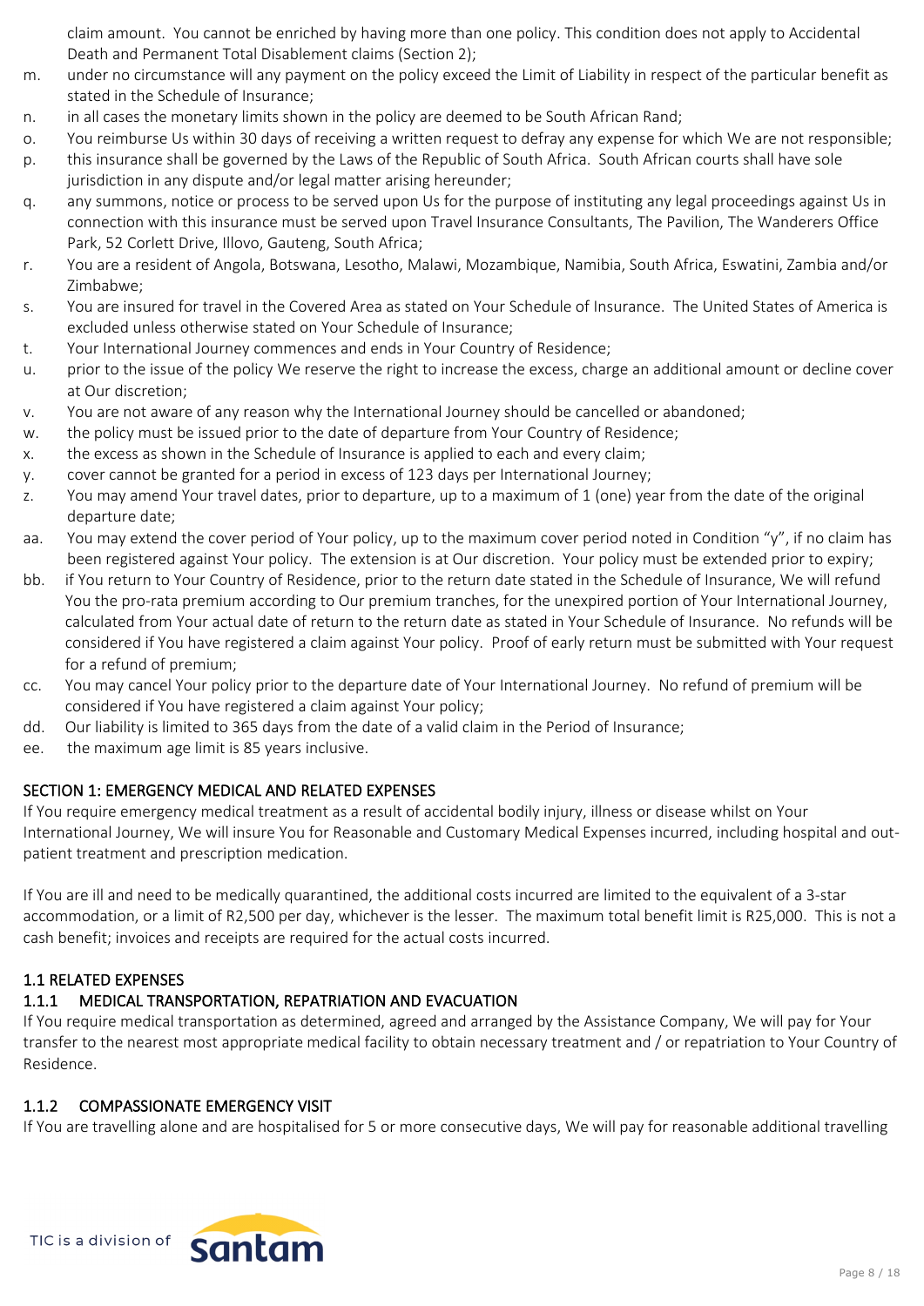claim amount. You cannot be enriched by having more than one policy. This condition does not apply to Accidental Death and Permanent Total Disablement claims (Section 2);

m. under no circumstance will any payment on the policy exceed the Limit of Liability in respect of the particular benefit as stated in the Schedule of Insurance;

n. in all cases the monetary limits shown in the policy are deemed to be South African Rand;

o. You reimburse Us within 30 days of receiving a written request to defray any expense for which We are not responsible;

p. this insurance shall be governed by the Laws of the Republic of South Africa. South African courts shall have sole jurisdiction in any dispute and/or legal matter arising hereunder;

q. any summons, notice or process to be served upon Us for the purpose of instituting any legal proceedings against Us in connection with this insurance must be served upon Travel Insurance Consultants, The Pavilion, The Wanderers Office Park, 52 Corlett Drive, Illovo, Gauteng, South Africa;

r. You are a resident of Angola, Botswana, Lesotho, Malawi, Mozambique, Namibia, South Africa, Eswatini, Zambia and/or Zimbabwe;

s. You are insured for travel in the Covered Area as stated on Your Schedule of Insurance. The United States of America is excluded unless otherwise stated on Your Schedule of Insurance;

t. Your International Journey commences and ends in Your Country of Residence;

u. prior to the issue of the policy We reserve the right to increase the excess, charge an additional amount or decline cover at Our discretion;

v. You are not aware of any reason why the International Journey should be cancelled or abandoned;

w. the policy must be issued prior to the date of departure from Your Country of Residence;

x. the excess as shown in the Schedule of Insurance is applied to each and every claim;

y. cover cannot be granted for a period in excess of 123 days per International Journey;

z. You may amend Your travel dates, prior to departure, up to a maximum of 1 (one) year from the date of the original departure date;

aa. You may extend the cover period of Your policy, up to the maximum cover period noted in Condition "y", if no claim has been registered against Your policy. The extension is at Our discretion. Your policy must be extended prior to expiry;

bb. if You return to Your Country of Residence, prior to the return date stated in the Schedule of Insurance, We will refund You the pro-rata premium according to Our premium tranches, for the unexpired portion of Your International Journey, calculated from Your actual date of return to the return date as stated in Your Schedule of Insurance. No refunds will be considered if You have registered a claim against Your policy. Proof of early return must be submitted with Your request for a refund of premium;

cc. You may cancel Your policy prior to the departure date of Your International Journey. No refund of premium will be considered if You have registered a claim against Your policy;

dd. Our liability is limited to 365 days from the date of a valid claim in the Period of Insurance;

ee. the maximum age limit is 85 years inclusive.

## SECTION 1: EMERGENCY MEDICAL AND RELATED EXPENSES

If You require emergency medical treatment as a result of accidental bodily injury, illness or disease whilst on Your International Journey, We will insure You for Reasonable and Customary Medical Expenses incurred, including hospital and out-patient treatment and prescription medication.

If You are ill and need to be medically quarantined, the additional costs incurred are limited to the equivalent of a 3-star accommodation, or a limit of R2,500 per day, whichever is the lesser. The maximum total benefit limit is R25,000. This is not a cash benefit; invoices and receipts are required for the actual costs incurred.

### 1.1 RELATED EXPENSES

#### 1.1.1 MEDICAL TRANSPORTATION, REPATRIATION AND EVACUATION

If You require medical transportation as determined, agreed and arranged by the Assistance Company, We will pay for Your transfer to the nearest most appropriate medical facility to obtain necessary treatment and / or repatriation to Your Country of Residence.

#### 1.1.2 COMPASSIONATE EMERGENCY VISIT

If You are travelling alone and are hospitalised for 5 or more consecutive days, We will pay for reasonable additional travelling

TIC is a division of Santam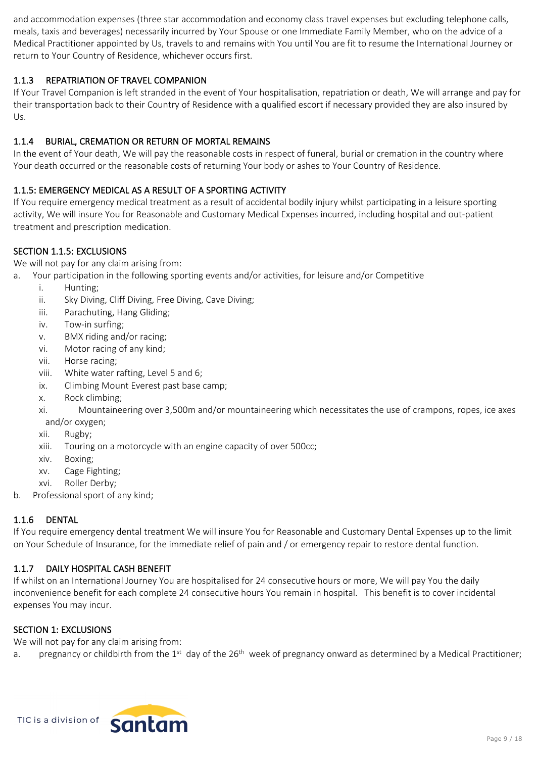and accommodation expenses (three star accommodation and economy class travel expenses but excluding telephone calls, meals, taxis and beverages) necessarily incurred by Your Spouse or one Immediate Family Member, who on the advice of a Medical Practitioner appointed by Us, travels to and remains with You until You are fit to resume the International Journey or return to Your Country of Residence, whichever occurs first.

### 1.1.3 REPATRIATION OF TRAVEL COMPANION

If Your Travel Companion is left stranded in the event of Your hospitalisation, repatriation or death, We will arrange and pay for their transportation back to their Country of Residence with a qualified escort if necessary provided they are also insured by Us.

### 1.1.4 BURIAL, CREMATION OR RETURN OF MORTAL REMAINS

In the event of Your death, We will pay the reasonable costs in respect of funeral, burial or cremation in the country where Your death occurred or the reasonable costs of returning Your body or ashes to Your Country of Residence.

### 1.1.5: EMERGENCY MEDICAL AS A RESULT OF A SPORTING ACTIVITY

If You require emergency medical treatment as a result of accidental bodily injury whilst participating in a leisure sporting activity, We will insure You for Reasonable and Customary Medical Expenses incurred, including hospital and out-patient treatment and prescription medication.

### SECTION 1.1.5: EXCLUSIONS

We will not pay for any claim arising from:

a. Your participation in the following sporting events and/or activities, for leisure and/or Competitive
   - i. Hunting;
   - ii. Sky Diving, Cliff Diving, Free Diving, Cave Diving;
   - iii. Parachuting, Hang Gliding;
   - iv. Tow-in surfing;
   - v. BMX riding and/or racing;
   - vi. Motor racing of any kind;
   - vii. Horse racing;
   - viii. White water rafting, Level 5 and 6;
   - ix. Climbing Mount Everest past base camp;
   - x. Rock climbing;
   - xi. Mountaineering over 3,500m and/or mountaineering which necessitates the use of crampons, ropes, ice axes and/or oxygen;
   - xii. Rugby;
   - xiii. Touring on a motorcycle with an engine capacity of over 500cc;
   - xiv. Boxing;
   - xv. Cage Fighting;
   - xvi. Roller Derby;

b. Professional sport of any kind;

### 1.1.6 DENTAL

If You require emergency dental treatment We will insure You for Reasonable and Customary Dental Expenses up to the limit on Your Schedule of Insurance, for the immediate relief of pain and / or emergency repair to restore dental function.

### 1.1.7 DAILY HOSPITAL CASH BENEFIT

If whilst on an International Journey You are hospitalised for 24 consecutive hours or more, We will pay You the daily inconvenience benefit for each complete 24 consecutive hours You remain in hospital. This benefit is to cover incidental expenses You may incur.

### SECTION 1: EXCLUSIONS

We will not pay for any claim arising from:

a. pregnancy or childbirth from the 1st day of the 26th week of pregnancy onward as determined by a Medical Practitioner;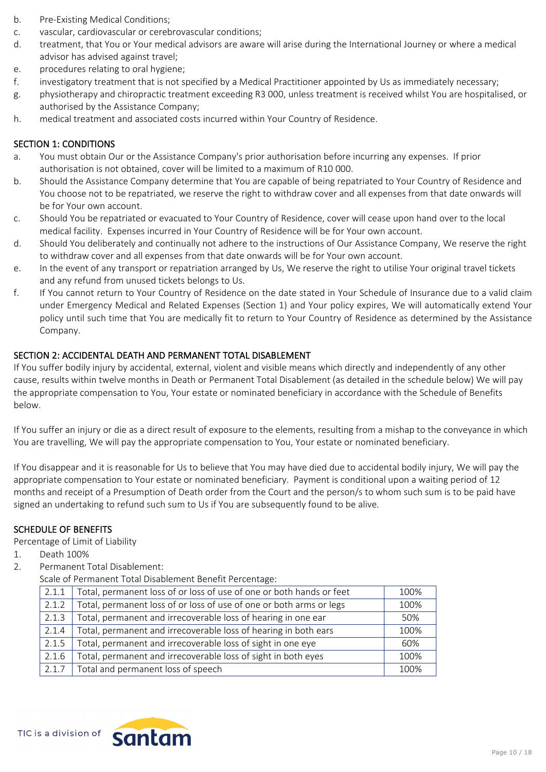b. Pre-Existing Medical Conditions;
c. vascular, cardiovascular or cerebrovascular conditions;
d. treatment, that You or Your medical advisors are aware will arise during the International Journey or where a medical advisor has advised against travel;
e. procedures relating to oral hygiene;
f. investigatory treatment that is not specified by a Medical Practitioner appointed by Us as immediately necessary;
g. physiotherapy and chiropractic treatment exceeding R3 000, unless treatment is received whilst You are hospitalised, or authorised by the Assistance Company;
h. medical treatment and associated costs incurred within Your Country of Residence.

## SECTION 1: CONDITIONS

a. You must obtain Our or the Assistance Company's prior authorisation before incurring any expenses. If prior authorisation is not obtained, cover will be limited to a maximum of R10 000.
b. Should the Assistance Company determine that You are capable of being repatriated to Your Country of Residence and You choose not to be repatriated, we reserve the right to withdraw cover and all expenses from that date onwards will be for Your own account.
c. Should You be repatriated or evacuated to Your Country of Residence, cover will cease upon hand over to the local medical facility. Expenses incurred in Your Country of Residence will be for Your own account.
d. Should You deliberately and continually not adhere to the instructions of Our Assistance Company, We reserve the right to withdraw cover and all expenses from that date onwards will be for Your own account.
e. In the event of any transport or repatriation arranged by Us, We reserve the right to utilise Your original travel tickets and any refund from unused tickets belongs to Us.
f. If You cannot return to Your Country of Residence on the date stated in Your Schedule of Insurance due to a valid claim under Emergency Medical and Related Expenses (Section 1) and Your policy expires, We will automatically extend Your policy until such time that You are medically fit to return to Your Country of Residence as determined by the Assistance Company.

## SECTION 2: ACCIDENTAL DEATH AND PERMANENT TOTAL DISABLEMENT

If You suffer bodily injury by accidental, external, violent and visible means which directly and independently of any other cause, results within twelve months in Death or Permanent Total Disablement (as detailed in the schedule below) We will pay the appropriate compensation to You, Your estate or nominated beneficiary in accordance with the Schedule of Benefits below.

If You suffer an injury or die as a direct result of exposure to the elements, resulting from a mishap to the conveyance in which You are travelling, We will pay the appropriate compensation to You, Your estate or nominated beneficiary.

If You disappear and it is reasonable for Us to believe that You may have died due to accidental bodily injury, We will pay the appropriate compensation to Your estate or nominated beneficiary. Payment is conditional upon a waiting period of 12 months and receipt of a Presumption of Death order from the Court and the person/s to whom such sum is to be paid have signed an undertaking to refund such sum to Us if You are subsequently found to be alive.

## SCHEDULE OF BENEFITS

Percentage of Limit of Liability

1. Death 100%
2. Permanent Total Disablement:

Scale of Permanent Total Disablement Benefit Percentage:

| | | |
|---|---|---|
| 2.1.1 | Total, permanent loss of or loss of use of one or both hands or feet | 100% |
| 2.1.2 | Total, permanent loss of or loss of use of one or both arms or legs | 100% |
| 2.1.3 | Total, permanent and irrecoverable loss of hearing in one ear | 50% |
| 2.1.4 | Total, permanent and irrecoverable loss of hearing in both ears | 100% |
| 2.1.5 | Total, permanent and irrecoverable loss of sight in one eye | 60% |
| 2.1.6 | Total, permanent and irrecoverable loss of sight in both eyes | 100% |
| 2.1.7 | Total and permanent loss of speech | 100% |

TIC is a division of Santam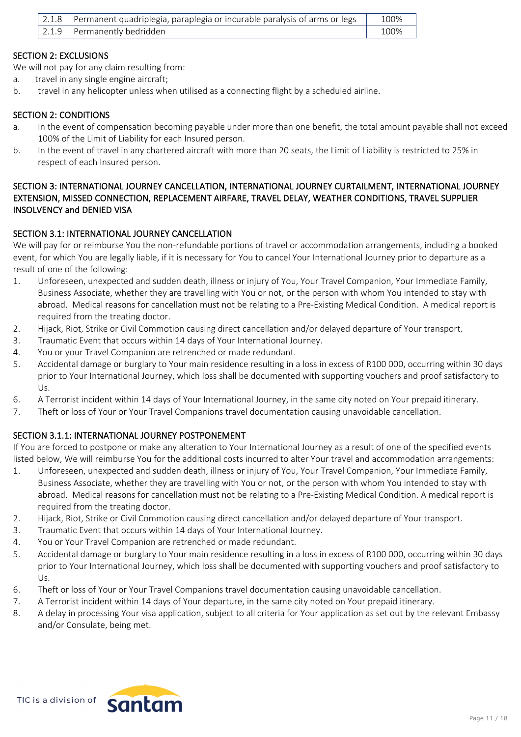| | | |
|---|---|---|
| 2.1.8 | Permanent quadriplegia, paraplegia or incurable paralysis of arms or legs | 100% |
| 2.1.9 | Permanently bedridden | 100% |

## SECTION 2: EXCLUSIONS

We will not pay for any claim resulting from:

a. travel in any single engine aircraft;
b. travel in any helicopter unless when utilised as a connecting flight by a scheduled airline.

## SECTION 2: CONDITIONS

a. In the event of compensation becoming payable under more than one benefit, the total amount payable shall not exceed 100% of the Limit of Liability for each Insured person.
b. In the event of travel in any chartered aircraft with more than 20 seats, the Limit of Liability is restricted to 25% in respect of each Insured person.

## SECTION 3: INTERNATIONAL JOURNEY CANCELLATION, INTERNATIONAL JOURNEY CURTAILMENT, INTERNATIONAL JOURNEY EXTENSION, MISSED CONNECTION, REPLACEMENT AIRFARE, TRAVEL DELAY, WEATHER CONDITIONS, TRAVEL SUPPLIER INSOLVENCY and DENIED VISA

## SECTION 3.1: INTERNATIONAL JOURNEY CANCELLATION

We will pay for or reimburse You the non-refundable portions of travel or accommodation arrangements, including a booked event, for which You are legally liable, if it is necessary for You to cancel Your International Journey prior to departure as a result of one of the following:

1. Unforeseen, unexpected and sudden death, illness or injury of You, Your Travel Companion, Your Immediate Family, Business Associate, whether they are travelling with You or not, or the person with whom You intended to stay with abroad. Medical reasons for cancellation must not be relating to a Pre-Existing Medical Condition. A medical report is required from the treating doctor.
2. Hijack, Riot, Strike or Civil Commotion causing direct cancellation and/or delayed departure of Your transport.
3. Traumatic Event that occurs within 14 days of Your International Journey.
4. You or your Travel Companion are retrenched or made redundant.
5. Accidental damage or burglary to Your main residence resulting in a loss in excess of R100 000, occurring within 30 days prior to Your International Journey, which loss shall be documented with supporting vouchers and proof satisfactory to Us.
6. A Terrorist incident within 14 days of Your International Journey, in the same city noted on Your prepaid itinerary.
7. Theft or loss of Your or Your Travel Companions travel documentation causing unavoidable cancellation.

## SECTION 3.1.1: INTERNATIONAL JOURNEY POSTPONEMENT

If You are forced to postpone or make any alteration to Your International Journey as a result of one of the specified events listed below, We will reimburse You for the additional costs incurred to alter Your travel and accommodation arrangements:

1. Unforeseen, unexpected and sudden death, illness or injury of You, Your Travel Companion, Your Immediate Family, Business Associate, whether they are travelling with You or not, or the person with whom You intended to stay with abroad. Medical reasons for cancellation must not be relating to a Pre-Existing Medical Condition. A medical report is required from the treating doctor.
2. Hijack, Riot, Strike or Civil Commotion causing direct cancellation and/or delayed departure of Your transport.
3. Traumatic Event that occurs within 14 days of Your International Journey.
4. You or Your Travel Companion are retrenched or made redundant.
5. Accidental damage or burglary to Your main residence resulting in a loss in excess of R100 000, occurring within 30 days prior to Your International Journey, which loss shall be documented with supporting vouchers and proof satisfactory to Us.
6. Theft or loss of Your or Your Travel Companions travel documentation causing unavoidable cancellation.
7. A Terrorist incident within 14 days of Your departure, in the same city noted on Your prepaid itinerary.
8. A delay in processing Your visa application, subject to all criteria for Your application as set out by the relevant Embassy and/or Consulate, being met.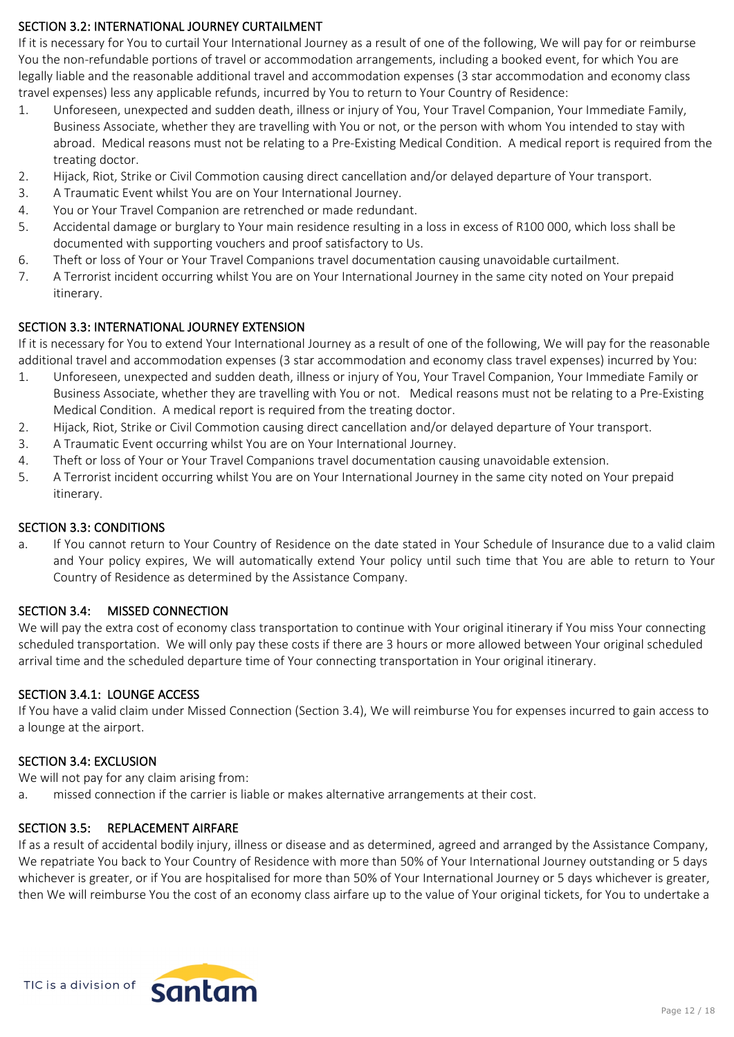## SECTION 3.2: INTERNATIONAL JOURNEY CURTAILMENT

If it is necessary for You to curtail Your International Journey as a result of one of the following, We will pay for or reimburse You the non-refundable portions of travel or accommodation arrangements, including a booked event, for which You are legally liable and the reasonable additional travel and accommodation expenses (3 star accommodation and economy class travel expenses) less any applicable refunds, incurred by You to return to Your Country of Residence:

1. Unforeseen, unexpected and sudden death, illness or injury of You, Your Travel Companion, Your Immediate Family, Business Associate, whether they are travelling with You or not, or the person with whom You intended to stay with abroad. Medical reasons must not be relating to a Pre-Existing Medical Condition. A medical report is required from the treating doctor.
2. Hijack, Riot, Strike or Civil Commotion causing direct cancellation and/or delayed departure of Your transport.
3. A Traumatic Event whilst You are on Your International Journey.
4. You or Your Travel Companion are retrenched or made redundant.
5. Accidental damage or burglary to Your main residence resulting in a loss in excess of R100 000, which loss shall be documented with supporting vouchers and proof satisfactory to Us.
6. Theft or loss of Your or Your Travel Companions travel documentation causing unavoidable curtailment.
7. A Terrorist incident occurring whilst You are on Your International Journey in the same city noted on Your prepaid itinerary.

## SECTION 3.3: INTERNATIONAL JOURNEY EXTENSION

If it is necessary for You to extend Your International Journey as a result of one of the following, We will pay for the reasonable additional travel and accommodation expenses (3 star accommodation and economy class travel expenses) incurred by You:

1. Unforeseen, unexpected and sudden death, illness or injury of You, Your Travel Companion, Your Immediate Family or Business Associate, whether they are travelling with You or not. Medical reasons must not be relating to a Pre-Existing Medical Condition. A medical report is required from the treating doctor.
2. Hijack, Riot, Strike or Civil Commotion causing direct cancellation and/or delayed departure of Your transport.
3. A Traumatic Event occurring whilst You are on Your International Journey.
4. Theft or loss of Your or Your Travel Companions travel documentation causing unavoidable extension.
5. A Terrorist incident occurring whilst You are on Your International Journey in the same city noted on Your prepaid itinerary.

## SECTION 3.3: CONDITIONS

a. If You cannot return to Your Country of Residence on the date stated in Your Schedule of Insurance due to a valid claim and Your policy expires, We will automatically extend Your policy until such time that You are able to return to Your Country of Residence as determined by the Assistance Company.

## SECTION 3.4: MISSED CONNECTION

We will pay the extra cost of economy class transportation to continue with Your original itinerary if You miss Your connecting scheduled transportation. We will only pay these costs if there are 3 hours or more allowed between Your original scheduled arrival time and the scheduled departure time of Your connecting transportation in Your original itinerary.

## SECTION 3.4.1: LOUNGE ACCESS

If You have a valid claim under Missed Connection (Section 3.4), We will reimburse You for expenses incurred to gain access to a lounge at the airport.

## SECTION 3.4: EXCLUSION

We will not pay for any claim arising from:

a. missed connection if the carrier is liable or makes alternative arrangements at their cost.

## SECTION 3.5: REPLACEMENT AIRFARE

If as a result of accidental bodily injury, illness or disease and as determined, agreed and arranged by the Assistance Company, We repatriate You back to Your Country of Residence with more than 50% of Your International Journey outstanding or 5 days whichever is greater, or if You are hospitalised for more than 50% of Your International Journey or 5 days whichever is greater, then We will reimburse You the cost of an economy class airfare up to the value of Your original tickets, for You to undertake a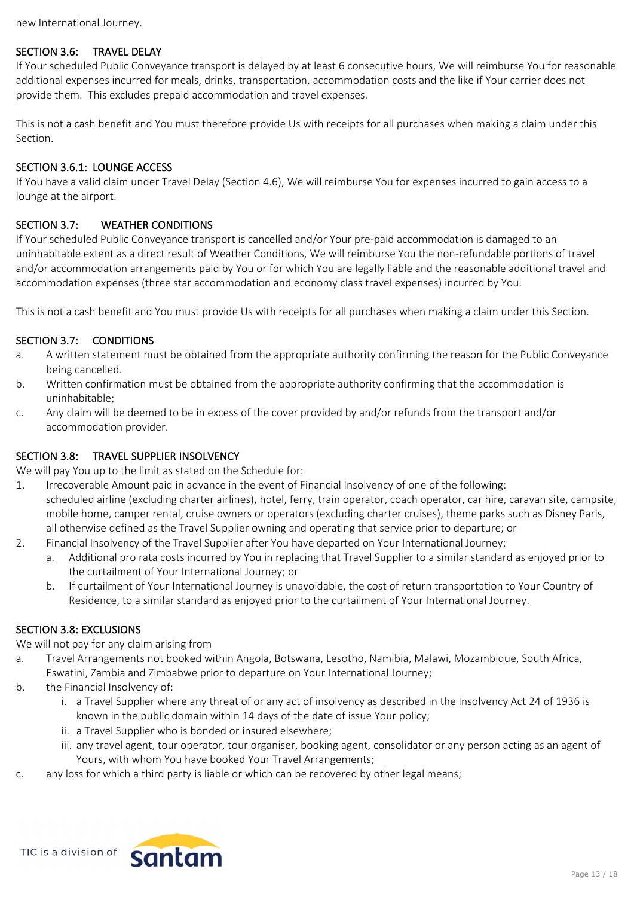new International Journey.

### SECTION 3.6: TRAVEL DELAY

If Your scheduled Public Conveyance transport is delayed by at least 6 consecutive hours, We will reimburse You for reasonable additional expenses incurred for meals, drinks, transportation, accommodation costs and the like if Your carrier does not provide them. This excludes prepaid accommodation and travel expenses.

This is not a cash benefit and You must therefore provide Us with receipts for all purchases when making a claim under this Section.

### SECTION 3.6.1: LOUNGE ACCESS

If You have a valid claim under Travel Delay (Section 4.6), We will reimburse You for expenses incurred to gain access to a lounge at the airport.

### SECTION 3.7: WEATHER CONDITIONS

If Your scheduled Public Conveyance transport is cancelled and/or Your pre-paid accommodation is damaged to an uninhabitable extent as a direct result of Weather Conditions, We will reimburse You the non-refundable portions of travel and/or accommodation arrangements paid by You or for which You are legally liable and the reasonable additional travel and accommodation expenses (three star accommodation and economy class travel expenses) incurred by You.

This is not a cash benefit and You must provide Us with receipts for all purchases when making a claim under this Section.

### SECTION 3.7: CONDITIONS

a. A written statement must be obtained from the appropriate authority confirming the reason for the Public Conveyance being cancelled.
b. Written confirmation must be obtained from the appropriate authority confirming that the accommodation is uninhabitable;
c. Any claim will be deemed to be in excess of the cover provided by and/or refunds from the transport and/or accommodation provider.

### SECTION 3.8: TRAVEL SUPPLIER INSOLVENCY

We will pay You up to the limit as stated on the Schedule for:

1. Irrecoverable Amount paid in advance in the event of Financial Insolvency of one of the following: scheduled airline (excluding charter airlines), hotel, ferry, train operator, coach operator, car hire, caravan site, campsite, mobile home, camper rental, cruise owners or operators (excluding charter cruises), theme parks such as Disney Paris, all otherwise defined as the Travel Supplier owning and operating that service prior to departure; or
2. Financial Insolvency of the Travel Supplier after You have departed on Your International Journey:
   a. Additional pro rata costs incurred by You in replacing that Travel Supplier to a similar standard as enjoyed prior to the curtailment of Your International Journey; or
   b. If curtailment of Your International Journey is unavoidable, the cost of return transportation to Your Country of Residence, to a similar standard as enjoyed prior to the curtailment of Your International Journey.

### SECTION 3.8: EXCLUSIONS

We will not pay for any claim arising from

a. Travel Arrangements not booked within Angola, Botswana, Lesotho, Namibia, Malawi, Mozambique, South Africa, Eswatini, Zambia and Zimbabwe prior to departure on Your International Journey;
b. the Financial Insolvency of:
   i. a Travel Supplier where any threat of or any act of insolvency as described in the Insolvency Act 24 of 1936 is known in the public domain within 14 days of the date of issue Your policy;
   ii. a Travel Supplier who is bonded or insured elsewhere;
   iii. any travel agent, tour operator, tour organiser, booking agent, consolidator or any person acting as an agent of Yours, with whom You have booked Your Travel Arrangements;
c. any loss for which a third party is liable or which can be recovered by other legal means;

TIC is a division of Santam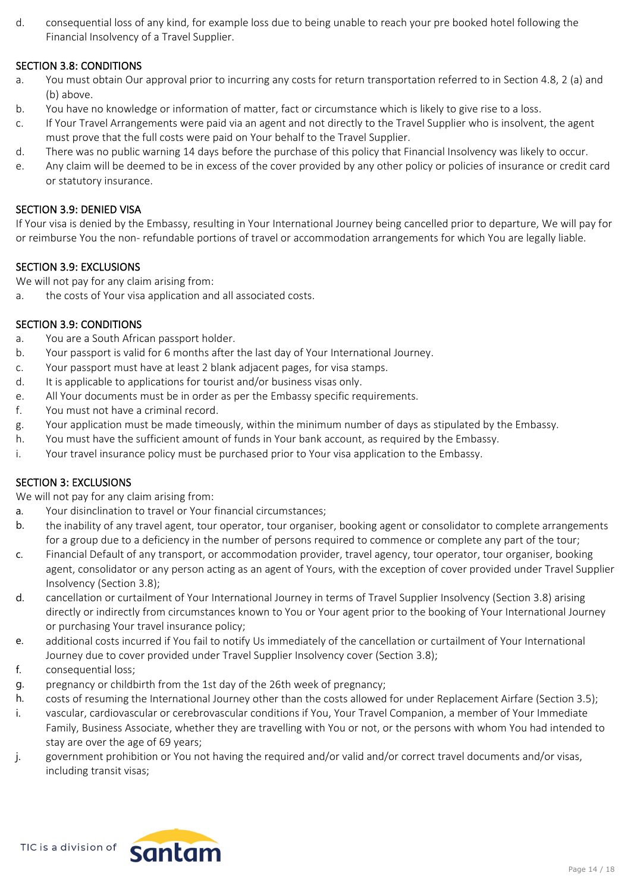d. consequential loss of any kind, for example loss due to being unable to reach your pre booked hotel following the Financial Insolvency of a Travel Supplier.

## SECTION 3.8: CONDITIONS

a. You must obtain Our approval prior to incurring any costs for return transportation referred to in Section 4.8, 2 (a) and (b) above.
b. You have no knowledge or information of matter, fact or circumstance which is likely to give rise to a loss.
c. If Your Travel Arrangements were paid via an agent and not directly to the Travel Supplier who is insolvent, the agent must prove that the full costs were paid on Your behalf to the Travel Supplier.
d. There was no public warning 14 days before the purchase of this policy that Financial Insolvency was likely to occur.
e. Any claim will be deemed to be in excess of the cover provided by any other policy or policies of insurance or credit card or statutory insurance.

## SECTION 3.9: DENIED VISA

If Your visa is denied by the Embassy, resulting in Your International Journey being cancelled prior to departure, We will pay for or reimburse You the non- refundable portions of travel or accommodation arrangements for which You are legally liable.

## SECTION 3.9: EXCLUSIONS

We will not pay for any claim arising from:

a. the costs of Your visa application and all associated costs.

## SECTION 3.9: CONDITIONS

a. You are a South African passport holder.
b. Your passport is valid for 6 months after the last day of Your International Journey.
c. Your passport must have at least 2 blank adjacent pages, for visa stamps.
d. It is applicable to applications for tourist and/or business visas only.
e. All Your documents must be in order as per the Embassy specific requirements.
f. You must not have a criminal record.
g. Your application must be made timeously, within the minimum number of days as stipulated by the Embassy.
h. You must have the sufficient amount of funds in Your bank account, as required by the Embassy.
i. Your travel insurance policy must be purchased prior to Your visa application to the Embassy.

## SECTION 3: EXCLUSIONS

We will not pay for any claim arising from:

a. Your disinclination to travel or Your financial circumstances;
b. the inability of any travel agent, tour operator, tour organiser, booking agent or consolidator to complete arrangements for a group due to a deficiency in the number of persons required to commence or complete any part of the tour;
c. Financial Default of any transport, or accommodation provider, travel agency, tour operator, tour organiser, booking agent, consolidator or any person acting as an agent of Yours, with the exception of cover provided under Travel Supplier Insolvency (Section 3.8);
d. cancellation or curtailment of Your International Journey in terms of Travel Supplier Insolvency (Section 3.8) arising directly or indirectly from circumstances known to You or Your agent prior to the booking of Your International Journey or purchasing Your travel insurance policy;
e. additional costs incurred if You fail to notify Us immediately of the cancellation or curtailment of Your International Journey due to cover provided under Travel Supplier Insolvency cover (Section 3.8);
f. consequential loss;
g. pregnancy or childbirth from the 1st day of the 26th week of pregnancy;
h. costs of resuming the International Journey other than the costs allowed for under Replacement Airfare (Section 3.5);
i. vascular, cardiovascular or cerebrovascular conditions if You, Your Travel Companion, a member of Your Immediate Family, Business Associate, whether they are travelling with You or not, or the persons with whom You had intended to stay are over the age of 69 years;
j. government prohibition or You not having the required and/or valid and/or correct travel documents and/or visas, including transit visas;

TIC is a division of santam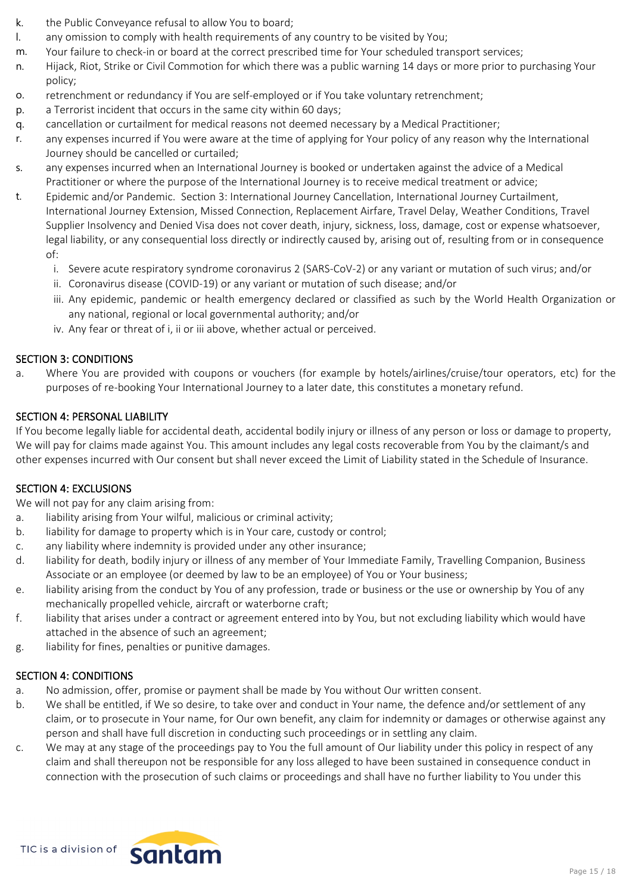k. the Public Conveyance refusal to allow You to board;
l. any omission to comply with health requirements of any country to be visited by You;
m. Your failure to check-in or board at the correct prescribed time for Your scheduled transport services;
n. Hijack, Riot, Strike or Civil Commotion for which there was a public warning 14 days or more prior to purchasing Your policy;
o. retrenchment or redundancy if You are self-employed or if You take voluntary retrenchment;
p. a Terrorist incident that occurs in the same city within 60 days;
q. cancellation or curtailment for medical reasons not deemed necessary by a Medical Practitioner;
r. any expenses incurred if You were aware at the time of applying for Your policy of any reason why the International Journey should be cancelled or curtailed;
s. any expenses incurred when an International Journey is booked or undertaken against the advice of a Medical Practitioner or where the purpose of the International Journey is to receive medical treatment or advice;
t. Epidemic and/or Pandemic. Section 3: International Journey Cancellation, International Journey Curtailment, International Journey Extension, Missed Connection, Replacement Airfare, Travel Delay, Weather Conditions, Travel Supplier Insolvency and Denied Visa does not cover death, injury, sickness, loss, damage, cost or expense whatsoever, legal liability, or any consequential loss directly or indirectly caused by, arising out of, resulting from or in consequence of:
   i. Severe acute respiratory syndrome coronavirus 2 (SARS-CoV-2) or any variant or mutation of such virus; and/or
   ii. Coronavirus disease (COVID-19) or any variant or mutation of such disease; and/or
   iii. Any epidemic, pandemic or health emergency declared or classified as such by the World Health Organization or any national, regional or local governmental authority; and/or
   iv. Any fear or threat of i, ii or iii above, whether actual or perceived.

## SECTION 3: CONDITIONS

a. Where You are provided with coupons or vouchers (for example by hotels/airlines/cruise/tour operators, etc) for the purposes of re-booking Your International Journey to a later date, this constitutes a monetary refund.

## SECTION 4: PERSONAL LIABILITY

If You become legally liable for accidental death, accidental bodily injury or illness of any person or loss or damage to property, We will pay for claims made against You. This amount includes any legal costs recoverable from You by the claimant/s and other expenses incurred with Our consent but shall never exceed the Limit of Liability stated in the Schedule of Insurance.

## SECTION 4: EXCLUSIONS

We will not pay for any claim arising from:

a. liability arising from Your wilful, malicious or criminal activity;
b. liability for damage to property which is in Your care, custody or control;
c. any liability where indemnity is provided under any other insurance;
d. liability for death, bodily injury or illness of any member of Your Immediate Family, Travelling Companion, Business Associate or an employee (or deemed by law to be an employee) of You or Your business;
e. liability arising from the conduct by You of any profession, trade or business or the use or ownership by You of any mechanically propelled vehicle, aircraft or waterborne craft;
f. liability that arises under a contract or agreement entered into by You, but not excluding liability which would have attached in the absence of such an agreement;
g. liability for fines, penalties or punitive damages.

## SECTION 4: CONDITIONS

a. No admission, offer, promise or payment shall be made by You without Our written consent.
b. We shall be entitled, if We so desire, to take over and conduct in Your name, the defence and/or settlement of any claim, or to prosecute in Your name, for Our own benefit, any claim for indemnity or damages or otherwise against any person and shall have full discretion in conducting such proceedings or in settling any claim.
c. We may at any stage of the proceedings pay to You the full amount of Our liability under this policy in respect of any claim and shall thereupon not be responsible for any loss alleged to have been sustained in consequence conduct in connection with the prosecution of such claims or proceedings and shall have no further liability to You under this

TIC is a division of santam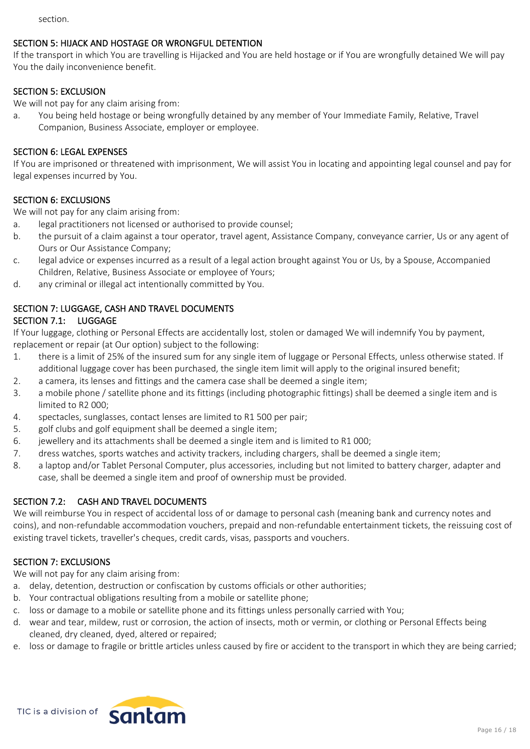section.

## SECTION 5: HIJACK AND HOSTAGE OR WRONGFUL DETENTION

If the transport in which You are travelling is Hijacked and You are held hostage or if You are wrongfully detained We will pay You the daily inconvenience benefit.

## SECTION 5: EXCLUSION

We will not pay for any claim arising from:

a. You being held hostage or being wrongfully detained by any member of Your Immediate Family, Relative, Travel Companion, Business Associate, employer or employee.

## SECTION 6: LEGAL EXPENSES

If You are imprisoned or threatened with imprisonment, We will assist You in locating and appointing legal counsel and pay for legal expenses incurred by You.

## SECTION 6: EXCLUSIONS

We will not pay for any claim arising from:

a. legal practitioners not licensed or authorised to provide counsel;
b. the pursuit of a claim against a tour operator, travel agent, Assistance Company, conveyance carrier, Us or any agent of Ours or Our Assistance Company;
c. legal advice or expenses incurred as a result of a legal action brought against You or Us, by a Spouse, Accompanied Children, Relative, Business Associate or employee of Yours;
d. any criminal or illegal act intentionally committed by You.

## SECTION 7: LUGGAGE, CASH AND TRAVEL DOCUMENTS

### SECTION 7.1: LUGGAGE

If Your luggage, clothing or Personal Effects are accidentally lost, stolen or damaged We will indemnify You by payment, replacement or repair (at Our option) subject to the following:

1. there is a limit of 25% of the insured sum for any single item of luggage or Personal Effects, unless otherwise stated. If additional luggage cover has been purchased, the single item limit will apply to the original insured benefit;
2. a camera, its lenses and fittings and the camera case shall be deemed a single item;
3. a mobile phone / satellite phone and its fittings (including photographic fittings) shall be deemed a single item and is limited to R2 000;
4. spectacles, sunglasses, contact lenses are limited to R1 500 per pair;
5. golf clubs and golf equipment shall be deemed a single item;
6. jewellery and its attachments shall be deemed a single item and is limited to R1 000;
7. dress watches, sports watches and activity trackers, including chargers, shall be deemed a single item;
8. a laptop and/or Tablet Personal Computer, plus accessories, including but not limited to battery charger, adapter and case, shall be deemed a single item and proof of ownership must be provided.

### SECTION 7.2: CASH AND TRAVEL DOCUMENTS

We will reimburse You in respect of accidental loss of or damage to personal cash (meaning bank and currency notes and coins), and non-refundable accommodation vouchers, prepaid and non-refundable entertainment tickets, the reissuing cost of existing travel tickets, traveller's cheques, credit cards, visas, passports and vouchers.

## SECTION 7: EXCLUSIONS

We will not pay for any claim arising from:

a. delay, detention, destruction or confiscation by customs officials or other authorities;
b. Your contractual obligations resulting from a mobile or satellite phone;
c. loss or damage to a mobile or satellite phone and its fittings unless personally carried with You;
d. wear and tear, mildew, rust or corrosion, the action of insects, moth or vermin, or clothing or Personal Effects being cleaned, dry cleaned, dyed, altered or repaired;
e. loss or damage to fragile or brittle articles unless caused by fire or accident to the transport in which they are being carried;

TIC is a division of Santam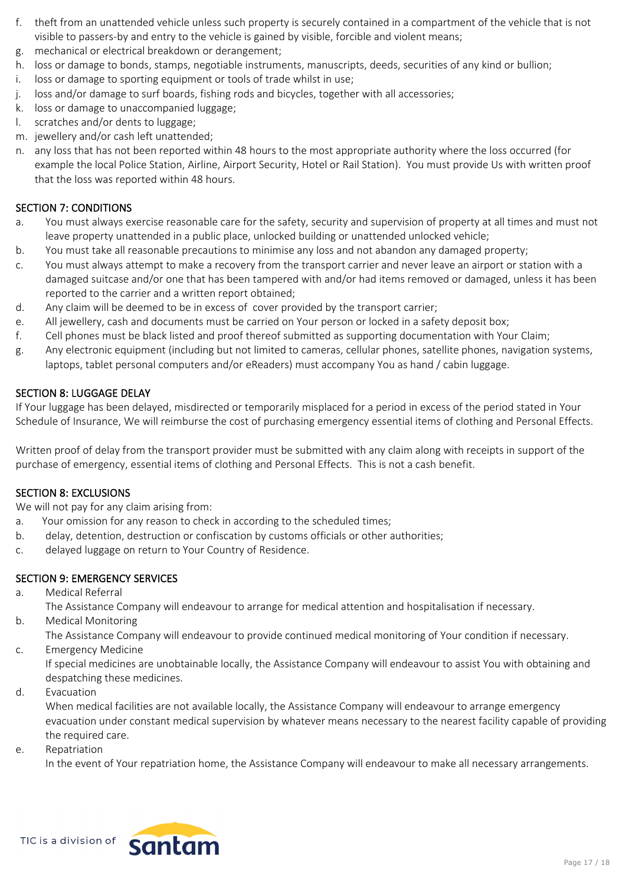f. theft from an unattended vehicle unless such property is securely contained in a compartment of the vehicle that is not visible to passers-by and entry to the vehicle is gained by visible, forcible and violent means;
g. mechanical or electrical breakdown or derangement;
h. loss or damage to bonds, stamps, negotiable instruments, manuscripts, deeds, securities of any kind or bullion;
i. loss or damage to sporting equipment or tools of trade whilst in use;
j. loss and/or damage to surf boards, fishing rods and bicycles, together with all accessories;
k. loss or damage to unaccompanied luggage;
l. scratches and/or dents to luggage;
m. jewellery and/or cash left unattended;
n. any loss that has not been reported within 48 hours to the most appropriate authority where the loss occurred (for example the local Police Station, Airline, Airport Security, Hotel or Rail Station). You must provide Us with written proof that the loss was reported within 48 hours.

## SECTION 7: CONDITIONS

a. You must always exercise reasonable care for the safety, security and supervision of property at all times and must not leave property unattended in a public place, unlocked building or unattended unlocked vehicle;
b. You must take all reasonable precautions to minimise any loss and not abandon any damaged property;
c. You must always attempt to make a recovery from the transport carrier and never leave an airport or station with a damaged suitcase and/or one that has been tampered with and/or had items removed or damaged, unless it has been reported to the carrier and a written report obtained;
d. Any claim will be deemed to be in excess of cover provided by the transport carrier;
e. All jewellery, cash and documents must be carried on Your person or locked in a safety deposit box;
f. Cell phones must be black listed and proof thereof submitted as supporting documentation with Your Claim;
g. Any electronic equipment (including but not limited to cameras, cellular phones, satellite phones, navigation systems, laptops, tablet personal computers and/or eReaders) must accompany You as hand / cabin luggage.

## SECTION 8: LUGGAGE DELAY

If Your luggage has been delayed, misdirected or temporarily misplaced for a period in excess of the period stated in Your Schedule of Insurance, We will reimburse the cost of purchasing emergency essential items of clothing and Personal Effects.

Written proof of delay from the transport provider must be submitted with any claim along with receipts in support of the purchase of emergency, essential items of clothing and Personal Effects. This is not a cash benefit.

## SECTION 8: EXCLUSIONS

We will not pay for any claim arising from:

a. Your omission for any reason to check in according to the scheduled times;
b. delay, detention, destruction or confiscation by customs officials or other authorities;
c. delayed luggage on return to Your Country of Residence.

## SECTION 9: EMERGENCY SERVICES

a. Medical Referral
   The Assistance Company will endeavour to arrange for medical attention and hospitalisation if necessary.
b. Medical Monitoring
   The Assistance Company will endeavour to provide continued medical monitoring of Your condition if necessary.
c. Emergency Medicine
   If special medicines are unobtainable locally, the Assistance Company will endeavour to assist You with obtaining and despatching these medicines.
d. Evacuation
   When medical facilities are not available locally, the Assistance Company will endeavour to arrange emergency evacuation under constant medical supervision by whatever means necessary to the nearest facility capable of providing the required care.
e. Repatriation
   In the event of Your repatriation home, the Assistance Company will endeavour to make all necessary arrangements.

TIC is a division of Santam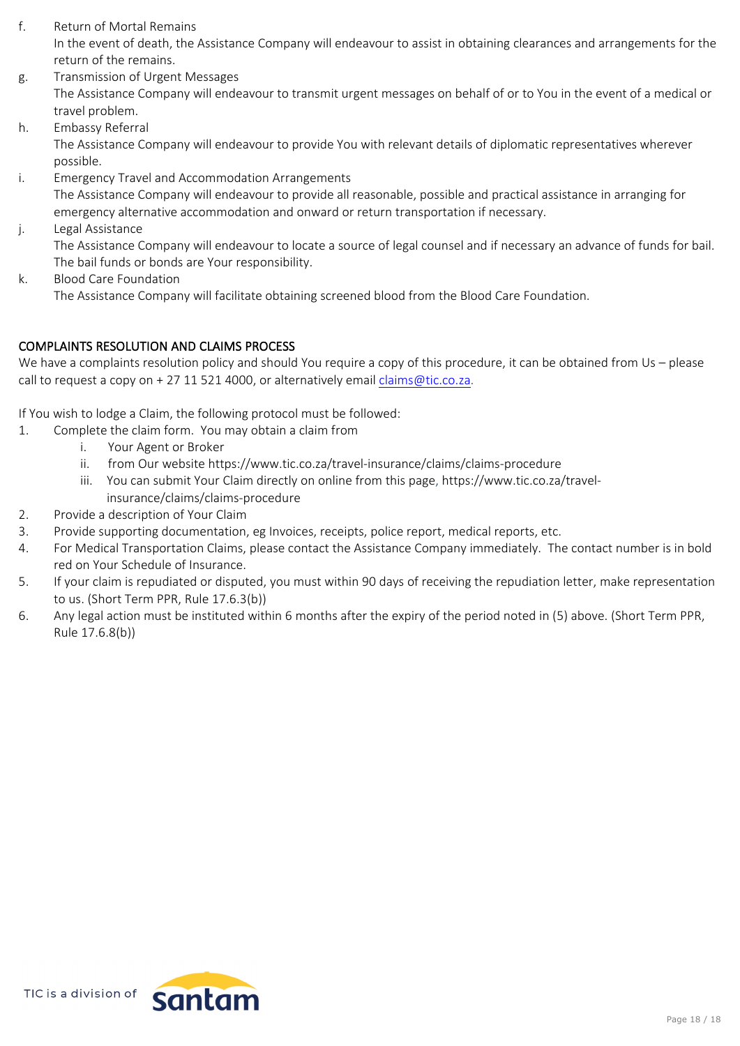f. Return of Mortal Remains
   In the event of death, the Assistance Company will endeavour to assist in obtaining clearances and arrangements for the return of the remains.

g. Transmission of Urgent Messages
   The Assistance Company will endeavour to transmit urgent messages on behalf of or to You in the event of a medical or travel problem.

h. Embassy Referral
   The Assistance Company will endeavour to provide You with relevant details of diplomatic representatives wherever possible.

i. Emergency Travel and Accommodation Arrangements
   The Assistance Company will endeavour to provide all reasonable, possible and practical assistance in arranging for emergency alternative accommodation and onward or return transportation if necessary.

j. Legal Assistance
   The Assistance Company will endeavour to locate a source of legal counsel and if necessary an advance of funds for bail. The bail funds or bonds are Your responsibility.

k. Blood Care Foundation
   The Assistance Company will facilitate obtaining screened blood from the Blood Care Foundation.

## COMPLAINTS RESOLUTION AND CLAIMS PROCESS

We have a complaints resolution policy and should You require a copy of this procedure, it can be obtained from Us – please call to request a copy on + 27 11 521 4000, or alternatively email claims@tic.co.za.

If You wish to lodge a Claim, the following protocol must be followed:

1. Complete the claim form. You may obtain a claim from
   i. Your Agent or Broker
   ii. from Our website https://www.tic.co.za/travel-insurance/claims/claims-procedure
   iii. You can submit Your Claim directly on online from this page, https://www.tic.co.za/travel-insurance/claims/claims-procedure
2. Provide a description of Your Claim
3. Provide supporting documentation, eg Invoices, receipts, police report, medical reports, etc.
4. For Medical Transportation Claims, please contact the Assistance Company immediately. The contact number is in bold red on Your Schedule of Insurance.
5. If your claim is repudiated or disputed, you must within 90 days of receiving the repudiation letter, make representation to us. (Short Term PPR, Rule 17.6.3(b))
6. Any legal action must be instituted within 6 months after the expiry of the period noted in (5) above. (Short Term PPR, Rule 17.6.8(b))

TIC is a division of Santam